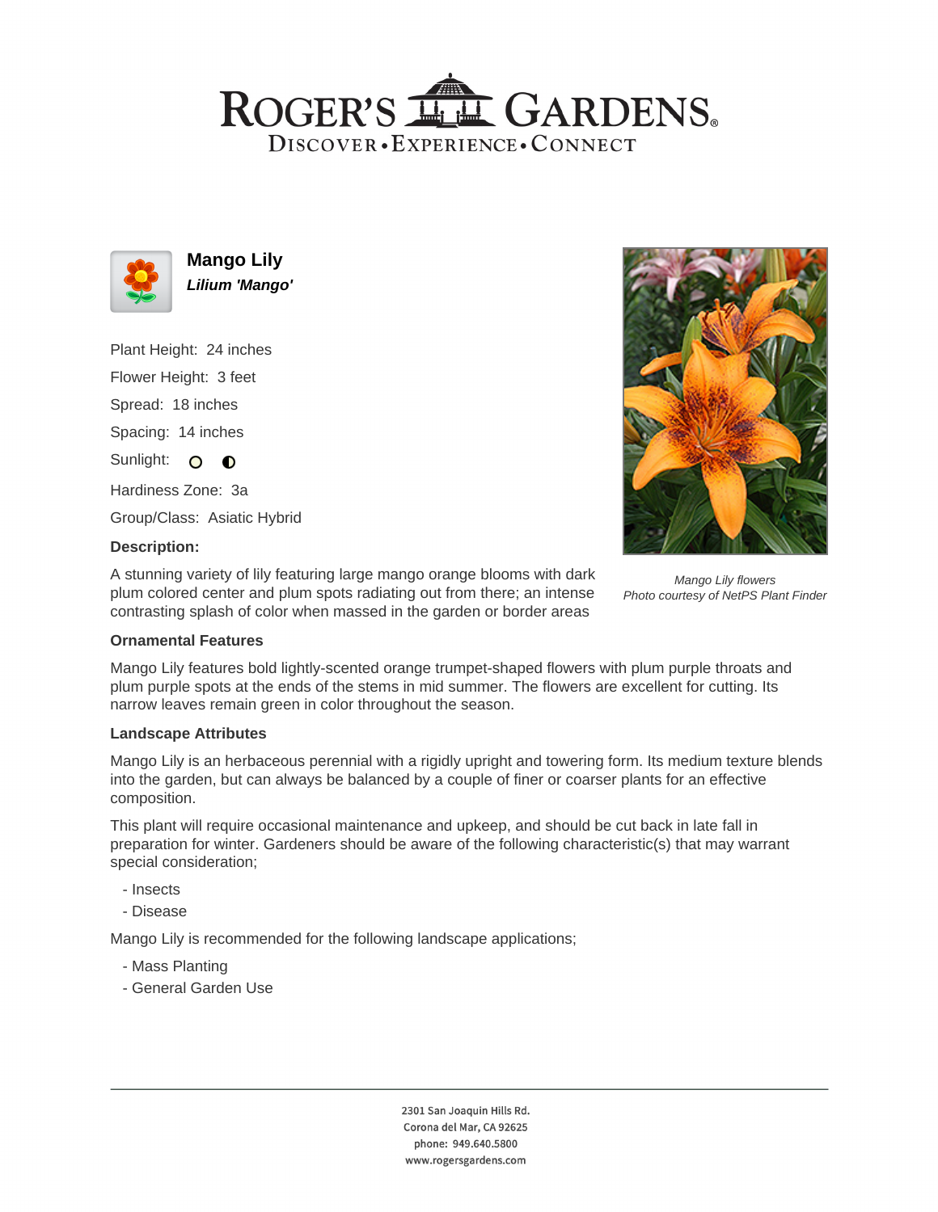# Mango Lily

***Lilium 'Mango'***

Plant Height: 24 inches

Flower Height: 3 feet

Spread: 18 inches

Spacing: 14 inches

Sunlight:

Hardiness Zone: 3a

Group/Class: Asiatic Hybrid

**Description:**

A stunning variety of lily featuring large mango orange blooms with dark plum colored center and plum spots radiating out from there; an intense contrasting splash of color when massed in the garden or border areas

*Mango Lily flowers*
*Photo courtesy of NetPS Plant Finder*

### Ornamental Features

Mango Lily features bold lightly-scented orange trumpet-shaped flowers with plum purple throats and plum purple spots at the ends of the stems in mid summer. The flowers are excellent for cutting. Its narrow leaves remain green in color throughout the season.

### Landscape Attributes

Mango Lily is an herbaceous perennial with a rigidly upright and towering form. Its medium texture blends into the garden, but can always be balanced by a couple of finer or coarser plants for an effective composition.

This plant will require occasional maintenance and upkeep, and should be cut back in late fall in preparation for winter. Gardeners should be aware of the following characteristic(s) that may warrant special consideration;

- Insects
- Disease

Mango Lily is recommended for the following landscape applications;

- Mass Planting
- General Garden Use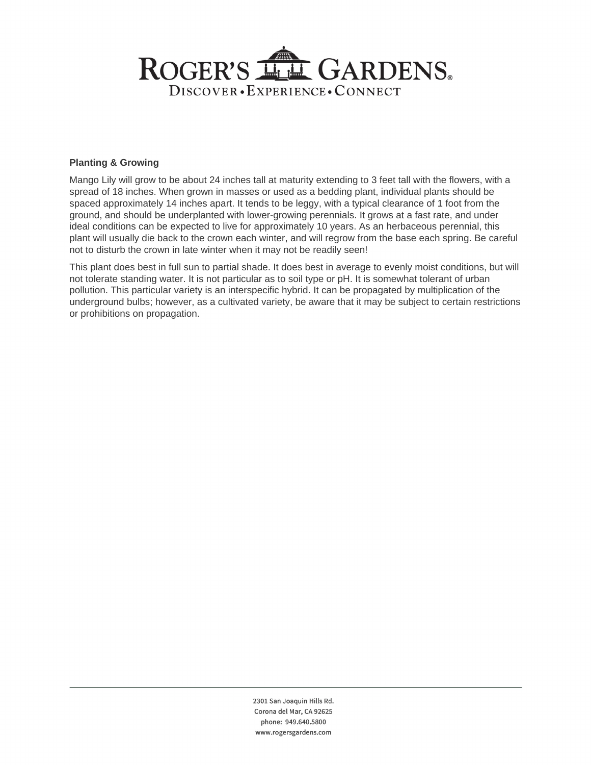## Planting & Growing

Mango Lily will grow to be about 24 inches tall at maturity extending to 3 feet tall with the flowers, with a spread of 18 inches. When grown in masses or used as a bedding plant, individual plants should be spaced approximately 14 inches apart. It tends to be leggy, with a typical clearance of 1 foot from the ground, and should be underplanted with lower-growing perennials. It grows at a fast rate, and under ideal conditions can be expected to live for approximately 10 years. As an herbaceous perennial, this plant will usually die back to the crown each winter, and will regrow from the base each spring. Be careful not to disturb the crown in late winter when it may not be readily seen!

This plant does best in full sun to partial shade. It does best in average to evenly moist conditions, but will not tolerate standing water. It is not particular as to soil type or pH. It is somewhat tolerant of urban pollution. This particular variety is an interspecific hybrid. It can be propagated by multiplication of the underground bulbs; however, as a cultivated variety, be aware that it may be subject to certain restrictions or prohibitions on propagation.